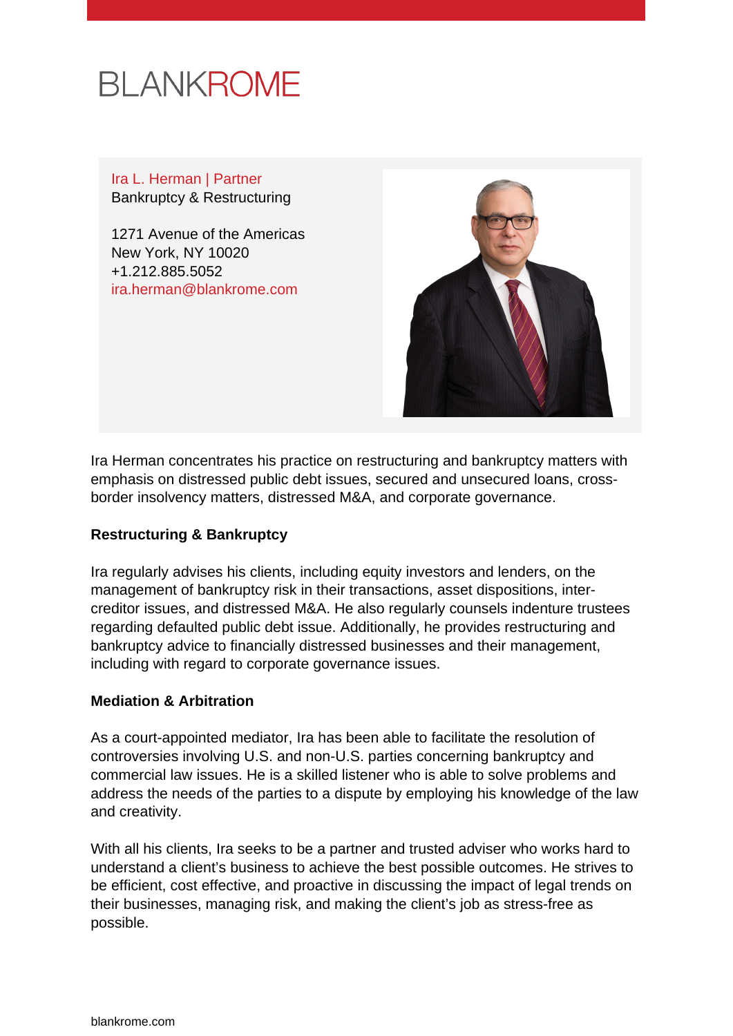BLANKROME

Ira L. Herman | Partner
Bankruptcy & Restructuring

1271 Avenue of the Americas
New York, NY 10020
+1.212.885.5052
ira.herman@blankrome.com

Ira Herman concentrates his practice on restructuring and bankruptcy matters with emphasis on distressed public debt issues, secured and unsecured loans, cross-border insolvency matters, distressed M&A, and corporate governance.

**Restructuring & Bankruptcy**

Ira regularly advises his clients, including equity investors and lenders, on the management of bankruptcy risk in their transactions, asset dispositions, inter-creditor issues, and distressed M&A. He also regularly counsels indenture trustees regarding defaulted public debt issue. Additionally, he provides restructuring and bankruptcy advice to financially distressed businesses and their management, including with regard to corporate governance issues.

**Mediation & Arbitration**

As a court-appointed mediator, Ira has been able to facilitate the resolution of controversies involving U.S. and non-U.S. parties concerning bankruptcy and commercial law issues. He is a skilled listener who is able to solve problems and address the needs of the parties to a dispute by employing his knowledge of the law and creativity.

With all his clients, Ira seeks to be a partner and trusted adviser who works hard to understand a client's business to achieve the best possible outcomes. He strives to be efficient, cost effective, and proactive in discussing the impact of legal trends on their businesses, managing risk, and making the client's job as stress-free as possible.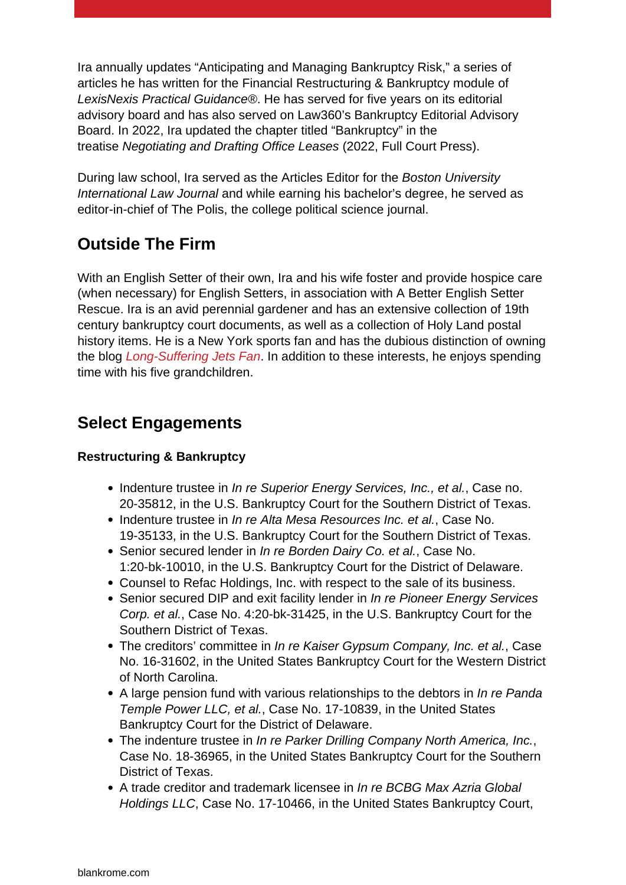Ira annually updates “Anticipating and Managing Bankruptcy Risk,” a series of articles he has written for the Financial Restructuring & Bankruptcy module of *LexisNexis Practical Guidance®*. He has served for five years on its editorial advisory board and has also served on Law360’s Bankruptcy Editorial Advisory Board. In 2022, Ira updated the chapter titled “Bankruptcy” in the treatise *Negotiating and Drafting Office Leases* (2022, Full Court Press).

During law school, Ira served as the Articles Editor for the *Boston University International Law Journal* and while earning his bachelor’s degree, he served as editor-in-chief of The Polis, the college political science journal.

## Outside The Firm

With an English Setter of their own, Ira and his wife foster and provide hospice care (when necessary) for English Setters, in association with A Better English Setter Rescue. Ira is an avid perennial gardener and has an extensive collection of 19th century bankruptcy court documents, as well as a collection of Holy Land postal history items. He is a New York sports fan and has the dubious distinction of owning the blog Long-Suffering Jets Fan. In addition to these interests, he enjoys spending time with his five grandchildren.

## Select Engagements

**Restructuring & Bankruptcy**

- Indenture trustee in *In re Superior Energy Services, Inc., et al.*, Case no. 20-35812, in the U.S. Bankruptcy Court for the Southern District of Texas.
- Indenture trustee in *In re Alta Mesa Resources Inc. et al.*, Case No. 19-35133, in the U.S. Bankruptcy Court for the Southern District of Texas.
- Senior secured lender in *In re Borden Dairy Co. et al.*, Case No. 1:20-bk-10010, in the U.S. Bankruptcy Court for the District of Delaware.
- Counsel to Refac Holdings, Inc. with respect to the sale of its business.
- Senior secured DIP and exit facility lender in *In re Pioneer Energy Services Corp. et al.*, Case No. 4:20-bk-31425, in the U.S. Bankruptcy Court for the Southern District of Texas.
- The creditors’ committee in *In re Kaiser Gypsum Company, Inc. et al.*, Case No. 16-31602, in the United States Bankruptcy Court for the Western District of North Carolina.
- A large pension fund with various relationships to the debtors in *In re Panda Temple Power LLC, et al.*, Case No. 17-10839, in the United States Bankruptcy Court for the District of Delaware.
- The indenture trustee in *In re Parker Drilling Company North America, Inc.*, Case No. 18-36965, in the United States Bankruptcy Court for the Southern District of Texas.
- A trade creditor and trademark licensee in *In re BCBG Max Azria Global Holdings LLC*, Case No. 17-10466, in the United States Bankruptcy Court,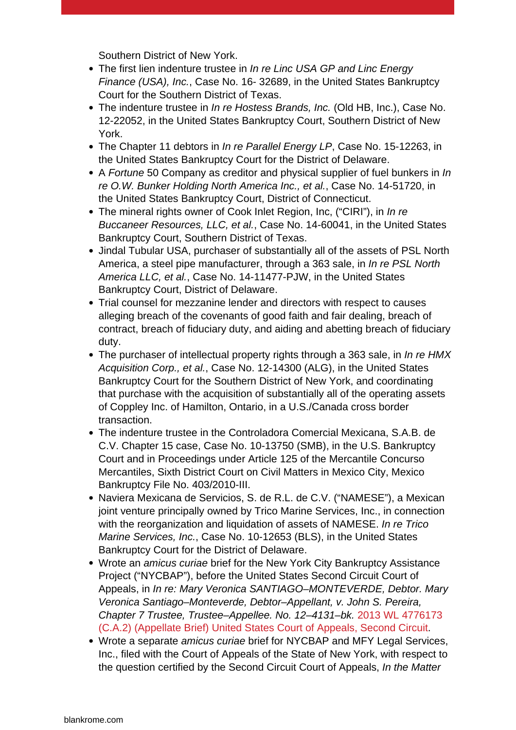Southern District of New York.

- The first lien indenture trustee in *In re Linc USA GP and Linc Energy Finance (USA), Inc.*, Case No. 16- 32689, in the United States Bankruptcy Court for the Southern District of Texas.
- The indenture trustee in *In re Hostess Brands, Inc.* (Old HB, Inc.), Case No. 12-22052, in the United States Bankruptcy Court, Southern District of New York.
- The Chapter 11 debtors in *In re Parallel Energy LP*, Case No. 15-12263, in the United States Bankruptcy Court for the District of Delaware.
- A *Fortune* 50 Company as creditor and physical supplier of fuel bunkers in *In re O.W. Bunker Holding North America Inc., et al.*, Case No. 14-51720, in the United States Bankruptcy Court, District of Connecticut.
- The mineral rights owner of Cook Inlet Region, Inc, ("CIRI"), in *In re Buccaneer Resources, LLC, et al.*, Case No. 14-60041, in the United States Bankruptcy Court, Southern District of Texas.
- Jindal Tubular USA, purchaser of substantially all of the assets of PSL North America, a steel pipe manufacturer, through a 363 sale, in *In re PSL North America LLC, et al.*, Case No. 14-11477-PJW, in the United States Bankruptcy Court, District of Delaware.
- Trial counsel for mezzanine lender and directors with respect to causes alleging breach of the covenants of good faith and fair dealing, breach of contract, breach of fiduciary duty, and aiding and abetting breach of fiduciary duty.
- The purchaser of intellectual property rights through a 363 sale, in *In re HMX Acquisition Corp., et al.*, Case No. 12-14300 (ALG), in the United States Bankruptcy Court for the Southern District of New York, and coordinating that purchase with the acquisition of substantially all of the operating assets of Coppley Inc. of Hamilton, Ontario, in a U.S./Canada cross border transaction.
- The indenture trustee in the Controladora Comercial Mexicana, S.A.B. de C.V. Chapter 15 case, Case No. 10-13750 (SMB), in the U.S. Bankruptcy Court and in Proceedings under Article 125 of the Mercantile Concurso Mercantiles, Sixth District Court on Civil Matters in Mexico City, Mexico Bankruptcy File No. 403/2010-III.
- Naviera Mexicana de Servicios, S. de R.L. de C.V. ("NAMESE"), a Mexican joint venture principally owned by Trico Marine Services, Inc., in connection with the reorganization and liquidation of assets of NAMESE. *In re Trico Marine Services, Inc.*, Case No. 10-12653 (BLS), in the United States Bankruptcy Court for the District of Delaware.
- Wrote an *amicus curiae* brief for the New York City Bankruptcy Assistance Project ("NYCBAP"), before the United States Second Circuit Court of Appeals, in *In re: Mary Veronica SANTIAGO–MONTEVERDE, Debtor. Mary Veronica Santiago–Monteverde, Debtor–Appellant, v. John S. Pereira, Chapter 7 Trustee, Trustee–Appellee. No. 12–4131–bk.* 2013 WL 4776173 (C.A.2) (Appellate Brief) United States Court of Appeals, Second Circuit.
- Wrote a separate *amicus curiae* brief for NYCBAP and MFY Legal Services, Inc., filed with the Court of Appeals of the State of New York, with respect to the question certified by the Second Circuit Court of Appeals, *In the Matter*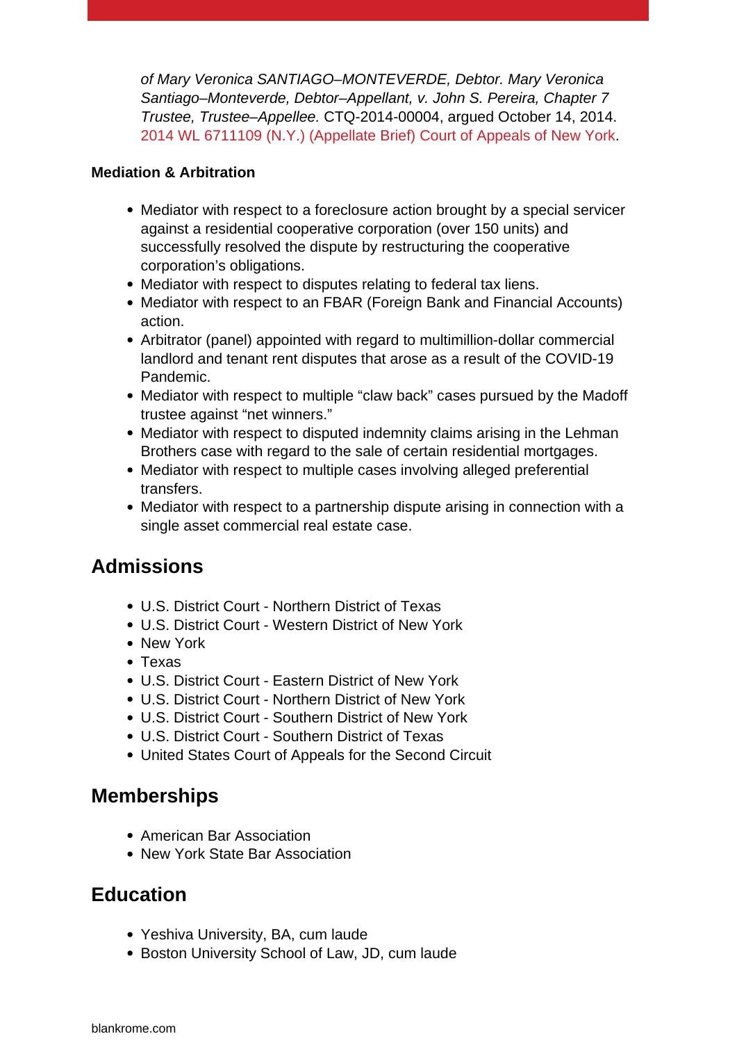- *of Mary Veronica SANTIAGO–MONTEVERDE, Debtor. Mary Veronica Santiago–Monteverde, Debtor–Appellant, v. John S. Pereira, Chapter 7 Trustee, Trustee–Appellee.* CTQ-2014-00004, argued October 14, 2014. 2014 WL 6711109 (N.Y.) (Appellate Brief) Court of Appeals of New York.

**Mediation & Arbitration**

- Mediator with respect to a foreclosure action brought by a special servicer against a residential cooperative corporation (over 150 units) and successfully resolved the dispute by restructuring the cooperative corporation's obligations.
- Mediator with respect to disputes relating to federal tax liens.
- Mediator with respect to an FBAR (Foreign Bank and Financial Accounts) action.
- Arbitrator (panel) appointed with regard to multimillion-dollar commercial landlord and tenant rent disputes that arose as a result of the COVID-19 Pandemic.
- Mediator with respect to multiple "claw back" cases pursued by the Madoff trustee against "net winners."
- Mediator with respect to disputed indemnity claims arising in the Lehman Brothers case with regard to the sale of certain residential mortgages.
- Mediator with respect to multiple cases involving alleged preferential transfers.
- Mediator with respect to a partnership dispute arising in connection with a single asset commercial real estate case.

## Admissions

- U.S. District Court - Northern District of Texas
- U.S. District Court - Western District of New York
- New York
- Texas
- U.S. District Court - Eastern District of New York
- U.S. District Court - Northern District of New York
- U.S. District Court - Southern District of New York
- U.S. District Court - Southern District of Texas
- United States Court of Appeals for the Second Circuit

## Memberships

- American Bar Association
- New York State Bar Association

## Education

- Yeshiva University, BA, cum laude
- Boston University School of Law, JD, cum laude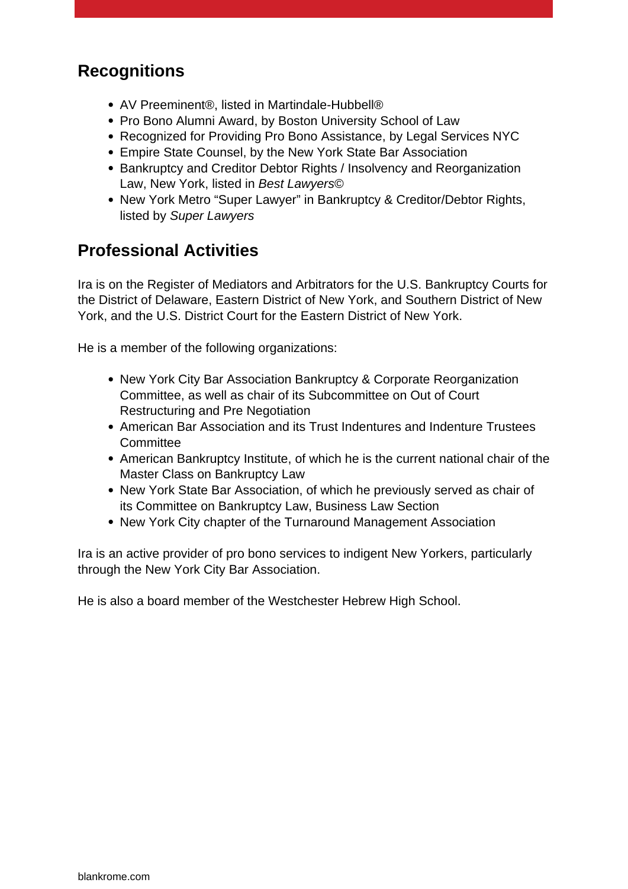## Recognitions

- AV Preeminent®, listed in Martindale-Hubbell®
- Pro Bono Alumni Award, by Boston University School of Law
- Recognized for Providing Pro Bono Assistance, by Legal Services NYC
- Empire State Counsel, by the New York State Bar Association
- Bankruptcy and Creditor Debtor Rights / Insolvency and Reorganization Law, New York, listed in *Best Lawyers©*
- New York Metro "Super Lawyer" in Bankruptcy & Creditor/Debtor Rights, listed by *Super Lawyers*

## Professional Activities

Ira is on the Register of Mediators and Arbitrators for the U.S. Bankruptcy Courts for the District of Delaware, Eastern District of New York, and Southern District of New York, and the U.S. District Court for the Eastern District of New York.

He is a member of the following organizations:

- New York City Bar Association Bankruptcy & Corporate Reorganization Committee, as well as chair of its Subcommittee on Out of Court Restructuring and Pre Negotiation
- American Bar Association and its Trust Indentures and Indenture Trustees Committee
- American Bankruptcy Institute, of which he is the current national chair of the Master Class on Bankruptcy Law
- New York State Bar Association, of which he previously served as chair of its Committee on Bankruptcy Law, Business Law Section
- New York City chapter of the Turnaround Management Association

Ira is an active provider of pro bono services to indigent New Yorkers, particularly through the New York City Bar Association.

He is also a board member of the Westchester Hebrew High School.